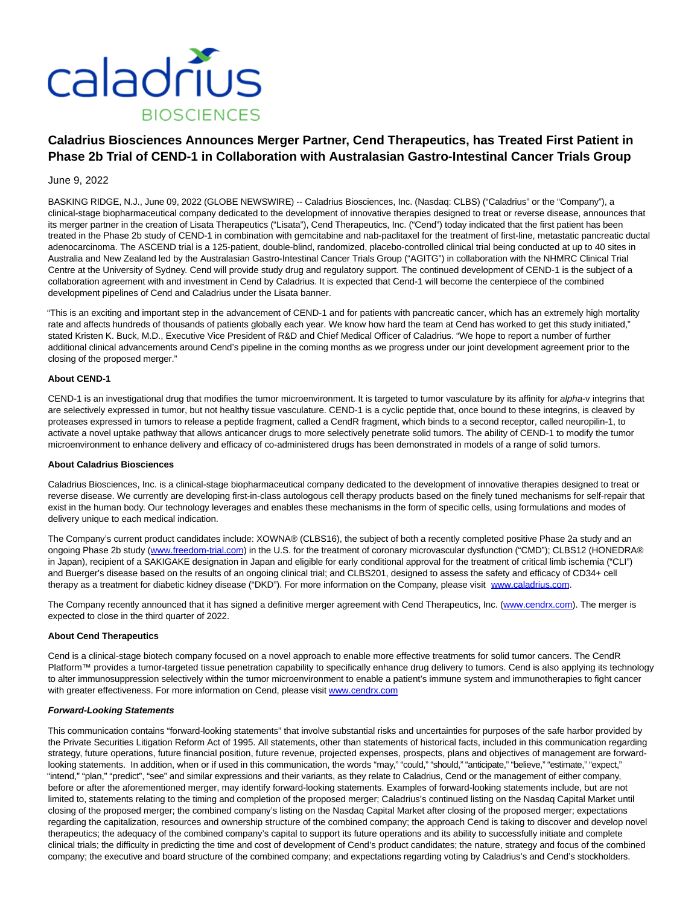# Caladrius Biosciences Announces Merger Partner, Cend Therapeutics, has Treated First Patient in Phase 2b Trial of CEND-1 in Collaboration with Australasian Gastro-Intestinal Cancer Trials Group

June 9, 2022

BASKING RIDGE, N.J., June 09, 2022 (GLOBE NEWSWIRE) -- Caladrius Biosciences, Inc. (Nasdaq: CLBS) ("Caladrius" or the "Company"), a clinical-stage biopharmaceutical company dedicated to the development of innovative therapies designed to treat or reverse disease, announces that its merger partner in the creation of Lisata Therapeutics ("Lisata"), Cend Therapeutics, Inc. ("Cend") today indicated that the first patient has been treated in the Phase 2b study of CEND-1 in combination with gemcitabine and nab-paclitaxel for the treatment of first-line, metastatic pancreatic ductal adenocarcinoma. The ASCEND trial is a 125-patient, double-blind, randomized, placebo-controlled clinical trial being conducted at up to 40 sites in Australia and New Zealand led by the Australasian Gastro-Intestinal Cancer Trials Group ("AGITG") in collaboration with the NHMRC Clinical Trial Centre at the University of Sydney. Cend will provide study drug and regulatory support. The continued development of CEND-1 is the subject of a collaboration agreement with and investment in Cend by Caladrius. It is expected that Cend-1 will become the centerpiece of the combined development pipelines of Cend and Caladrius under the Lisata banner.

"This is an exciting and important step in the advancement of CEND-1 and for patients with pancreatic cancer, which has an extremely high mortality rate and affects hundreds of thousands of patients globally each year. We know how hard the team at Cend has worked to get this study initiated," stated Kristen K. Buck, M.D., Executive Vice President of R&D and Chief Medical Officer of Caladrius. "We hope to report a number of further additional clinical advancements around Cend's pipeline in the coming months as we progress under our joint development agreement prior to the closing of the proposed merger."

**About CEND-1**

CEND-1 is an investigational drug that modifies the tumor microenvironment. It is targeted to tumor vasculature by its affinity for *alpha*-v integrins that are selectively expressed in tumor, but not healthy tissue vasculature. CEND-1 is a cyclic peptide that, once bound to these integrins, is cleaved by proteases expressed in tumors to release a peptide fragment, called a CendR fragment, which binds to a second receptor, called neuropilin-1, to activate a novel uptake pathway that allows anticancer drugs to more selectively penetrate solid tumors. The ability of CEND-1 to modify the tumor microenvironment to enhance delivery and efficacy of co-administered drugs has been demonstrated in models of a range of solid tumors.

**About Caladrius Biosciences**

Caladrius Biosciences, Inc. is a clinical-stage biopharmaceutical company dedicated to the development of innovative therapies designed to treat or reverse disease. We currently are developing first-in-class autologous cell therapy products based on the finely tuned mechanisms for self-repair that exist in the human body. Our technology leverages and enables these mechanisms in the form of specific cells, using formulations and modes of delivery unique to each medical indication.

The Company's current product candidates include: XOWNA® (CLBS16), the subject of both a recently completed positive Phase 2a study and an ongoing Phase 2b study (www.freedom-trial.com) in the U.S. for the treatment of coronary microvascular dysfunction ("CMD"); CLBS12 (HONEDRA® in Japan), recipient of a SAKIGAKE designation in Japan and eligible for early conditional approval for the treatment of critical limb ischemia ("CLI") and Buerger's disease based on the results of an ongoing clinical trial; and CLBS201, designed to assess the safety and efficacy of CD34+ cell therapy as a treatment for diabetic kidney disease ("DKD"). For more information on the Company, please visit www.caladrius.com.

The Company recently announced that it has signed a definitive merger agreement with Cend Therapeutics, Inc. (www.cendrx.com). The merger is expected to close in the third quarter of 2022.

**About Cend Therapeutics**

Cend is a clinical-stage biotech company focused on a novel approach to enable more effective treatments for solid tumor cancers. The CendR Platform™ provides a tumor-targeted tissue penetration capability to specifically enhance drug delivery to tumors. Cend is also applying its technology to alter immunosuppression selectively within the tumor microenvironment to enable a patient's immune system and immunotherapies to fight cancer with greater effectiveness. For more information on Cend, please visit www.cendrx.com

***Forward-Looking Statements***

This communication contains "forward-looking statements" that involve substantial risks and uncertainties for purposes of the safe harbor provided by the Private Securities Litigation Reform Act of 1995. All statements, other than statements of historical facts, included in this communication regarding strategy, future operations, future financial position, future revenue, projected expenses, prospects, plans and objectives of management are forward-looking statements. In addition, when or if used in this communication, the words "may," "could," "should," "anticipate," "believe," "estimate," "expect," "intend," "plan," "predict", "see" and similar expressions and their variants, as they relate to Caladrius, Cend or the management of either company, before or after the aforementioned merger, may identify forward-looking statements. Examples of forward-looking statements include, but are not limited to, statements relating to the timing and completion of the proposed merger; Caladrius's continued listing on the Nasdaq Capital Market until closing of the proposed merger; the combined company's listing on the Nasdaq Capital Market after closing of the proposed merger; expectations regarding the capitalization, resources and ownership structure of the combined company; the approach Cend is taking to discover and develop novel therapeutics; the adequacy of the combined company's capital to support its future operations and its ability to successfully initiate and complete clinical trials; the difficulty in predicting the time and cost of development of Cend's product candidates; the nature, strategy and focus of the combined company; the executive and board structure of the combined company; and expectations regarding voting by Caladrius's and Cend's stockholders.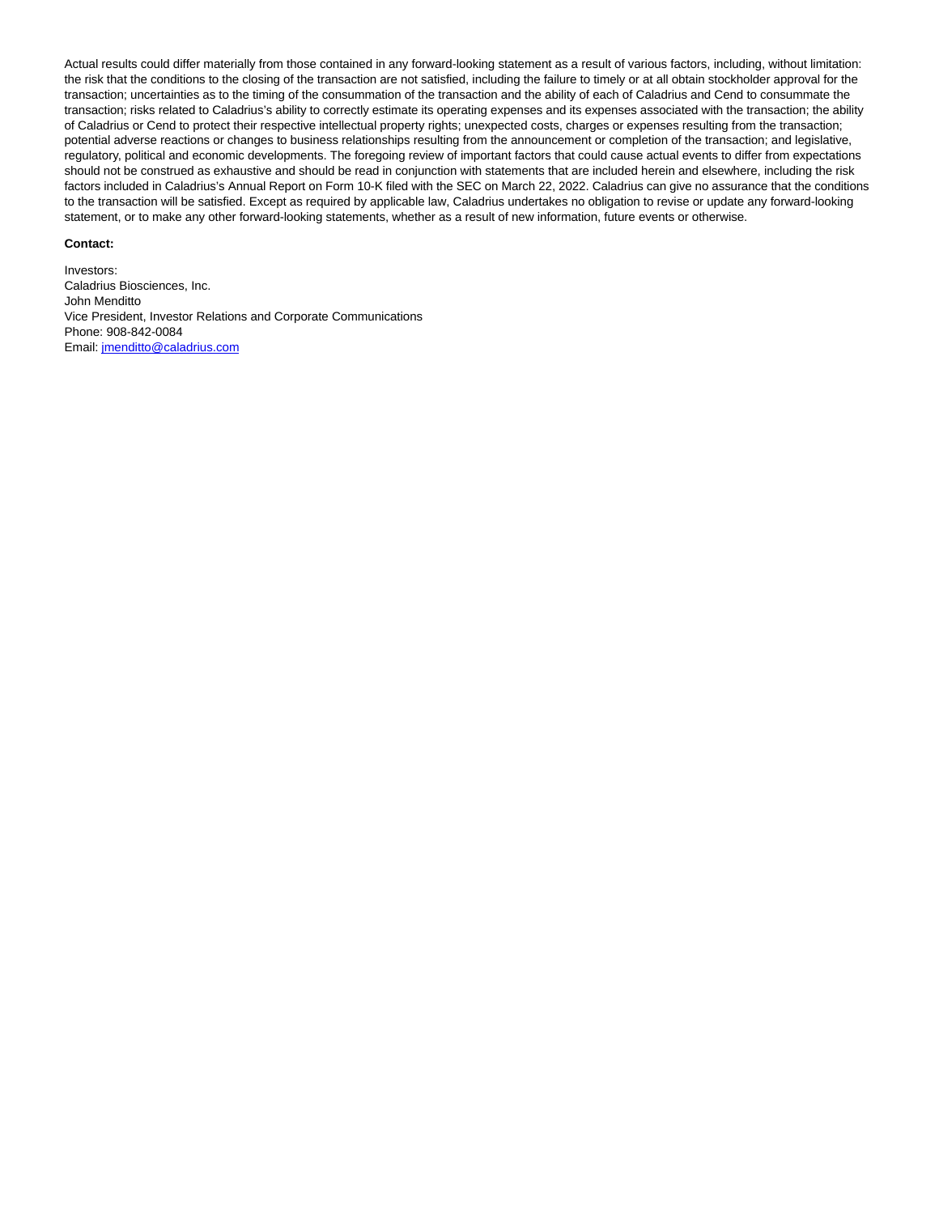Actual results could differ materially from those contained in any forward-looking statement as a result of various factors, including, without limitation: the risk that the conditions to the closing of the transaction are not satisfied, including the failure to timely or at all obtain stockholder approval for the transaction; uncertainties as to the timing of the consummation of the transaction and the ability of each of Caladrius and Cend to consummate the transaction; risks related to Caladrius's ability to correctly estimate its operating expenses and its expenses associated with the transaction; the ability of Caladrius or Cend to protect their respective intellectual property rights; unexpected costs, charges or expenses resulting from the transaction; potential adverse reactions or changes to business relationships resulting from the announcement or completion of the transaction; and legislative, regulatory, political and economic developments. The foregoing review of important factors that could cause actual events to differ from expectations should not be construed as exhaustive and should be read in conjunction with statements that are included herein and elsewhere, including the risk factors included in Caladrius's Annual Report on Form 10-K filed with the SEC on March 22, 2022. Caladrius can give no assurance that the conditions to the transaction will be satisfied. Except as required by applicable law, Caladrius undertakes no obligation to revise or update any forward-looking statement, or to make any other forward-looking statements, whether as a result of new information, future events or otherwise.

**Contact:**

Investors:
Caladrius Biosciences, Inc.
John Menditto
Vice President, Investor Relations and Corporate Communications
Phone: 908-842-0084
Email: jmenditto@caladrius.com